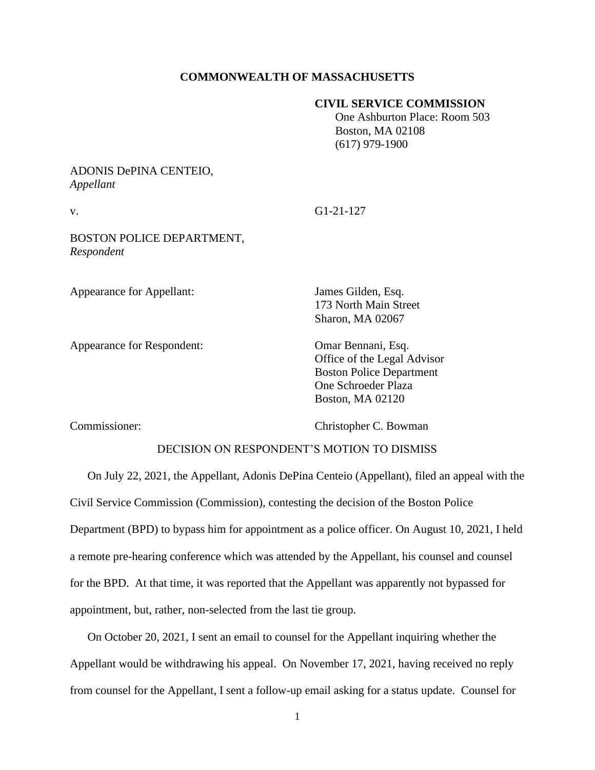**COMMONWEALTH OF MASSACHUSETTS**

**CIVIL SERVICE COMMISSION**
One Ashburton Place: Room 503
Boston, MA 02108
(617) 979-1900

ADONIS DePINA CENTEIO,
*Appellant*

v. G1-21-127

BOSTON POLICE DEPARTMENT,
*Respondent*

Appearance for Appellant: James Gilden, Esq.
173 North Main Street
Sharon, MA 02067

Appearance for Respondent: Omar Bennani, Esq.
Office of the Legal Advisor
Boston Police Department
One Schroeder Plaza
Boston, MA 02120

Commissioner: Christopher C. Bowman

DECISION ON RESPONDENT'S MOTION TO DISMISS

On July 22, 2021, the Appellant, Adonis DePina Centeio (Appellant), filed an appeal with the Civil Service Commission (Commission), contesting the decision of the Boston Police Department (BPD) to bypass him for appointment as a police officer. On August 10, 2021, I held a remote pre-hearing conference which was attended by the Appellant, his counsel and counsel for the BPD. At that time, it was reported that the Appellant was apparently not bypassed for appointment, but, rather, non-selected from the last tie group.

On October 20, 2021, I sent an email to counsel for the Appellant inquiring whether the Appellant would be withdrawing his appeal. On November 17, 2021, having received no reply from counsel for the Appellant, I sent a follow-up email asking for a status update. Counsel for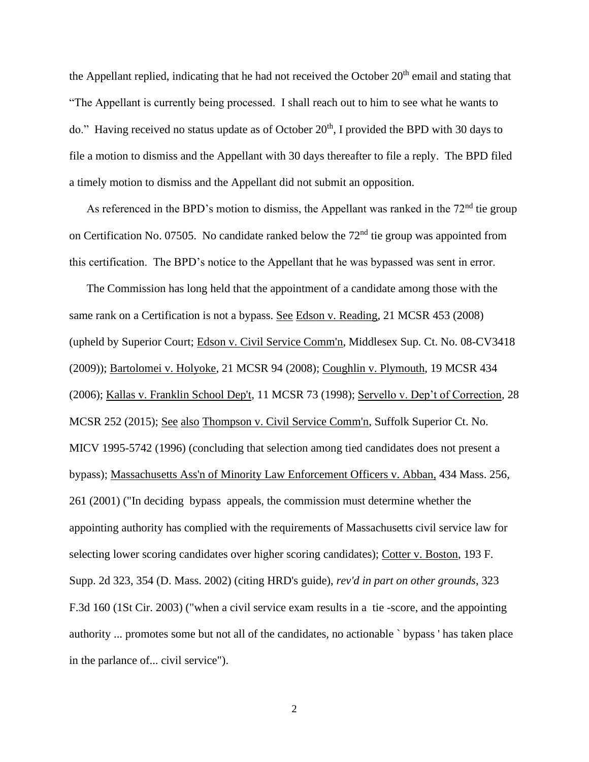the Appellant replied, indicating that he had not received the October 20th email and stating that "The Appellant is currently being processed. I shall reach out to him to see what he wants to do." Having received no status update as of October 20th, I provided the BPD with 30 days to file a motion to dismiss and the Appellant with 30 days thereafter to file a reply. The BPD filed a timely motion to dismiss and the Appellant did not submit an opposition.

As referenced in the BPD's motion to dismiss, the Appellant was ranked in the 72nd tie group on Certification No. 07505. No candidate ranked below the 72nd tie group was appointed from this certification. The BPD's notice to the Appellant that he was bypassed was sent in error.

The Commission has long held that the appointment of a candidate among those with the same rank on a Certification is not a bypass. See Edson v. Reading, 21 MCSR 453 (2008) (upheld by Superior Court; Edson v. Civil Service Comm'n, Middlesex Sup. Ct. No. 08-CV3418 (2009)); Bartolomei v. Holyoke, 21 MCSR 94 (2008); Coughlin v. Plymouth, 19 MCSR 434 (2006); Kallas v. Franklin School Dep't, 11 MCSR 73 (1998); Servello v. Dep't of Correction, 28 MCSR 252 (2015); See also Thompson v. Civil Service Comm'n, Suffolk Superior Ct. No. MICV 1995-5742 (1996) (concluding that selection among tied candidates does not present a bypass); Massachusetts Ass'n of Minority Law Enforcement Officers v. Abban, 434 Mass. 256, 261 (2001) ("In deciding bypass appeals, the commission must determine whether the appointing authority has complied with the requirements of Massachusetts civil service law for selecting lower scoring candidates over higher scoring candidates); Cotter v. Boston, 193 F. Supp. 2d 323, 354 (D. Mass. 2002) (citing HRD's guide), *rev'd in part on other grounds*, 323 F.3d 160 (1St Cir. 2003) ("when a civil service exam results in a tie -score, and the appointing authority ... promotes some but not all of the candidates, no actionable ` bypass ' has taken place in the parlance of... civil service").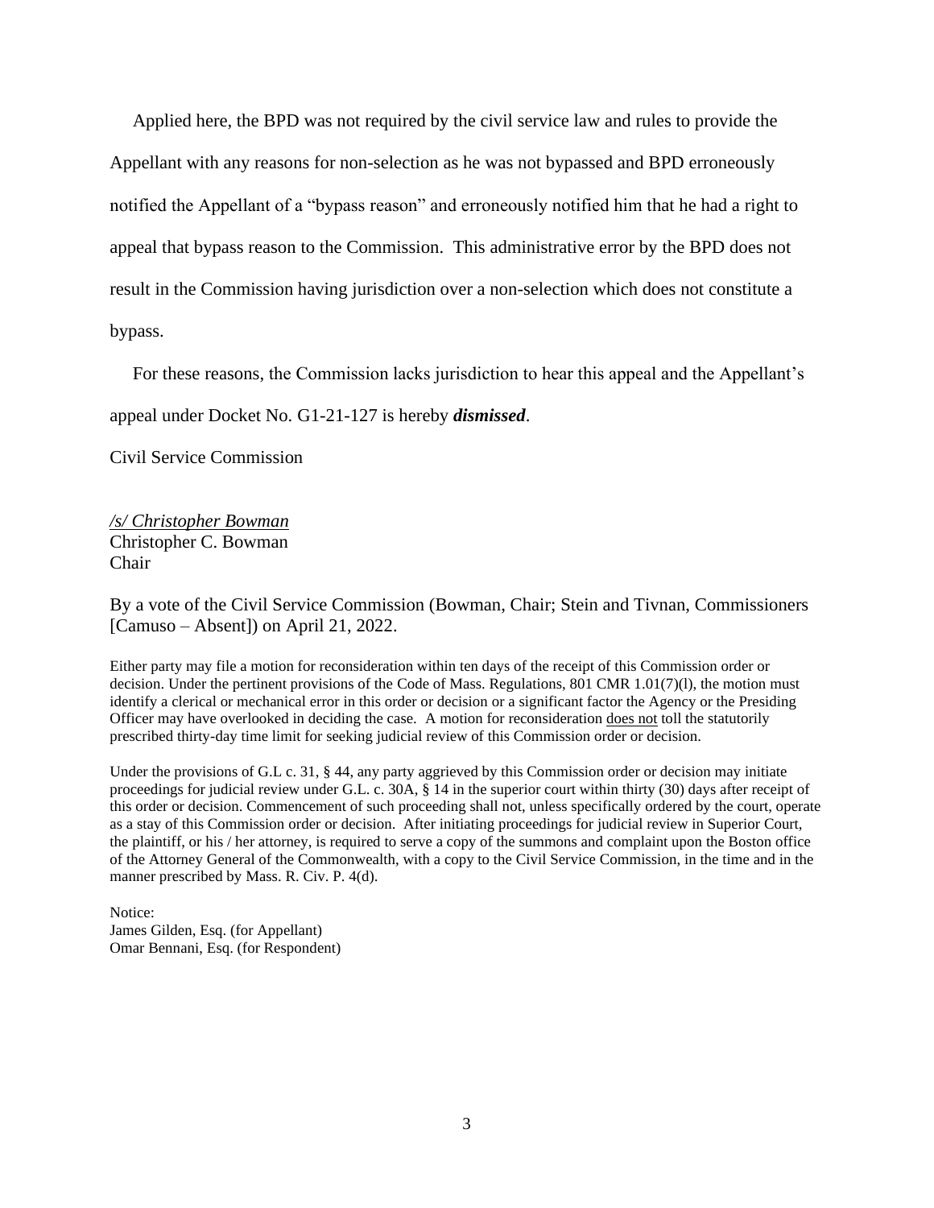Applied here, the BPD was not required by the civil service law and rules to provide the Appellant with any reasons for non-selection as he was not bypassed and BPD erroneously notified the Appellant of a "bypass reason" and erroneously notified him that he had a right to appeal that bypass reason to the Commission. This administrative error by the BPD does not result in the Commission having jurisdiction over a non-selection which does not constitute a bypass.

For these reasons, the Commission lacks jurisdiction to hear this appeal and the Appellant's appeal under Docket No. G1-21-127 is hereby ***dismissed***.

Civil Service Commission

*/s/ Christopher Bowman*
Christopher C. Bowman
Chair

By a vote of the Civil Service Commission (Bowman, Chair; Stein and Tivnan, Commissioners [Camuso – Absent]) on April 21, 2022.

Either party may file a motion for reconsideration within ten days of the receipt of this Commission order or decision. Under the pertinent provisions of the Code of Mass. Regulations, 801 CMR 1.01(7)(l), the motion must identify a clerical or mechanical error in this order or decision or a significant factor the Agency or the Presiding Officer may have overlooked in deciding the case. A motion for reconsideration does not toll the statutorily prescribed thirty-day time limit for seeking judicial review of this Commission order or decision.

Under the provisions of G.L c. 31, § 44, any party aggrieved by this Commission order or decision may initiate proceedings for judicial review under G.L. c. 30A, § 14 in the superior court within thirty (30) days after receipt of this order or decision. Commencement of such proceeding shall not, unless specifically ordered by the court, operate as a stay of this Commission order or decision. After initiating proceedings for judicial review in Superior Court, the plaintiff, or his / her attorney, is required to serve a copy of the summons and complaint upon the Boston office of the Attorney General of the Commonwealth, with a copy to the Civil Service Commission, in the time and in the manner prescribed by Mass. R. Civ. P. 4(d).

Notice:
James Gilden, Esq. (for Appellant)
Omar Bennani, Esq. (for Respondent)